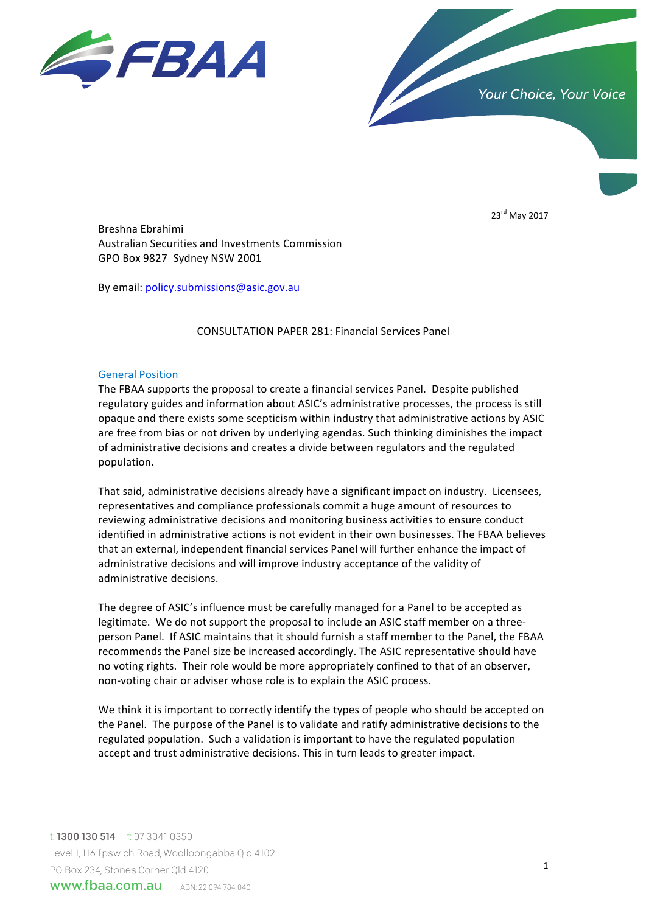FBAA

*Your Choice, Your Voice*

23rd May 2017

Breshna Ebrahimi
Australian Securities and Investments Commission
GPO Box 9827 Sydney NSW 2001

By email: policy.submissions@asic.gov.au

CONSULTATION PAPER 281: Financial Services Panel

## General Position

The FBAA supports the proposal to create a financial services Panel. Despite published regulatory guides and information about ASIC's administrative processes, the process is still opaque and there exists some scepticism within industry that administrative actions by ASIC are free from bias or not driven by underlying agendas. Such thinking diminishes the impact of administrative decisions and creates a divide between regulators and the regulated population.

That said, administrative decisions already have a significant impact on industry. Licensees, representatives and compliance professionals commit a huge amount of resources to reviewing administrative decisions and monitoring business activities to ensure conduct identified in administrative actions is not evident in their own businesses. The FBAA believes that an external, independent financial services Panel will further enhance the impact of administrative decisions and will improve industry acceptance of the validity of administrative decisions.

The degree of ASIC's influence must be carefully managed for a Panel to be accepted as legitimate. We do not support the proposal to include an ASIC staff member on a three-person Panel. If ASIC maintains that it should furnish a staff member to the Panel, the FBAA recommends the Panel size be increased accordingly. The ASIC representative should have no voting rights. Their role would be more appropriately confined to that of an observer, non-voting chair or adviser whose role is to explain the ASIC process.

We think it is important to correctly identify the types of people who should be accepted on the Panel. The purpose of the Panel is to validate and ratify administrative decisions to the regulated population. Such a validation is important to have the regulated population accept and trust administrative decisions. This in turn leads to greater impact.

t: 1300 130 514 f: 07 3041 0350
Level 1, 116 Ipswich Road, Woolloongabba Qld 4102
PO Box 234, Stones Corner Qld 4120
www.fbaa.com.au ABN: 22 094 784 040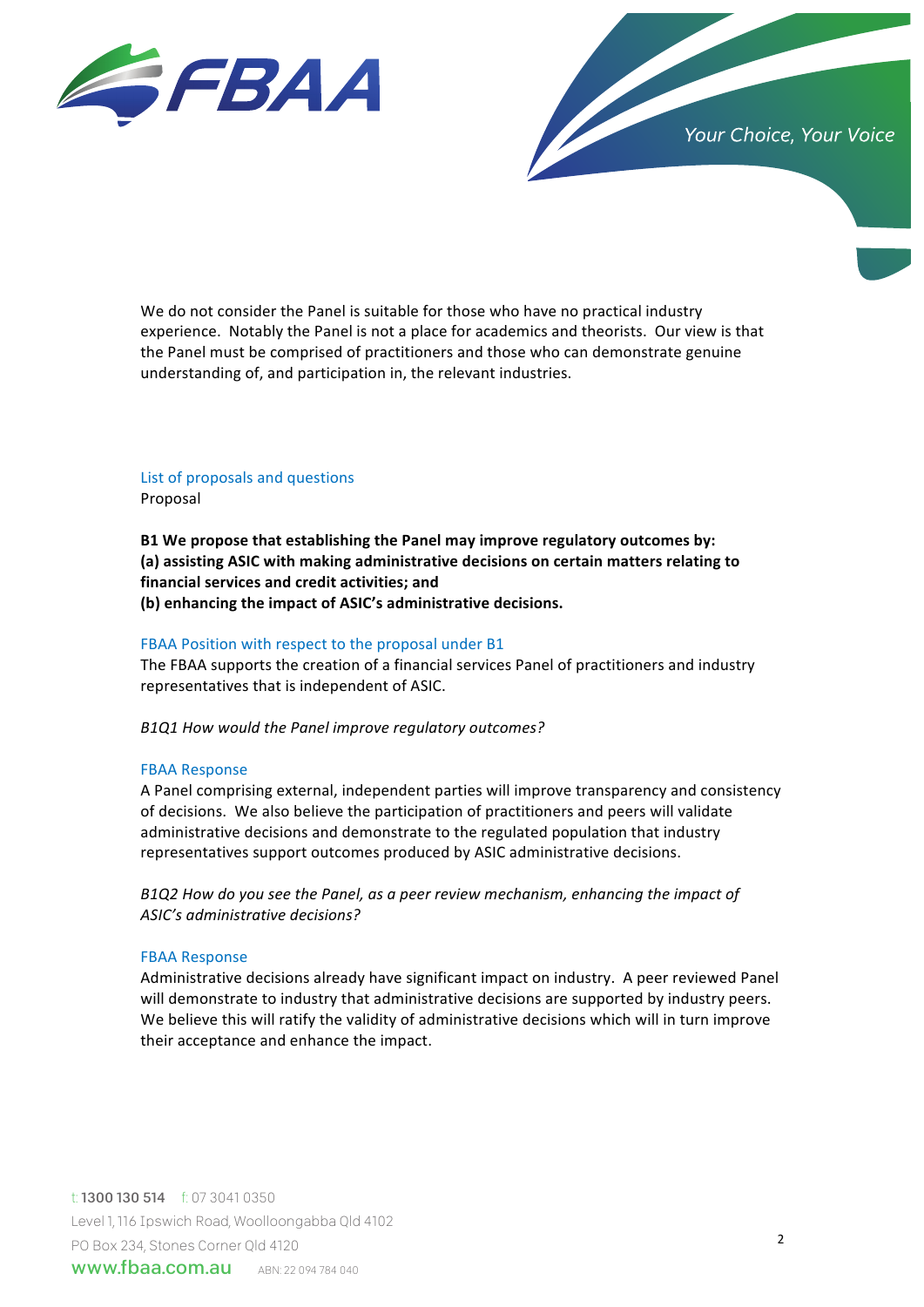We do not consider the Panel is suitable for those who have no practical industry experience. Notably the Panel is not a place for academics and theorists. Our view is that the Panel must be comprised of practitioners and those who can demonstrate genuine understanding of, and participation in, the relevant industries.

## List of proposals and questions

Proposal

**B1 We propose that establishing the Panel may improve regulatory outcomes by:**
**(a) assisting ASIC with making administrative decisions on certain matters relating to financial services and credit activities; and**
**(b) enhancing the impact of ASIC's administrative decisions.**

### FBAA Position with respect to the proposal under B1

The FBAA supports the creation of a financial services Panel of practitioners and industry representatives that is independent of ASIC.

*B1Q1 How would the Panel improve regulatory outcomes?*

### FBAA Response

A Panel comprising external, independent parties will improve transparency and consistency of decisions. We also believe the participation of practitioners and peers will validate administrative decisions and demonstrate to the regulated population that industry representatives support outcomes produced by ASIC administrative decisions.

*B1Q2 How do you see the Panel, as a peer review mechanism, enhancing the impact of ASIC's administrative decisions?*

### FBAA Response

Administrative decisions already have significant impact on industry. A peer reviewed Panel will demonstrate to industry that administrative decisions are supported by industry peers. We believe this will ratify the validity of administrative decisions which will in turn improve their acceptance and enhance the impact.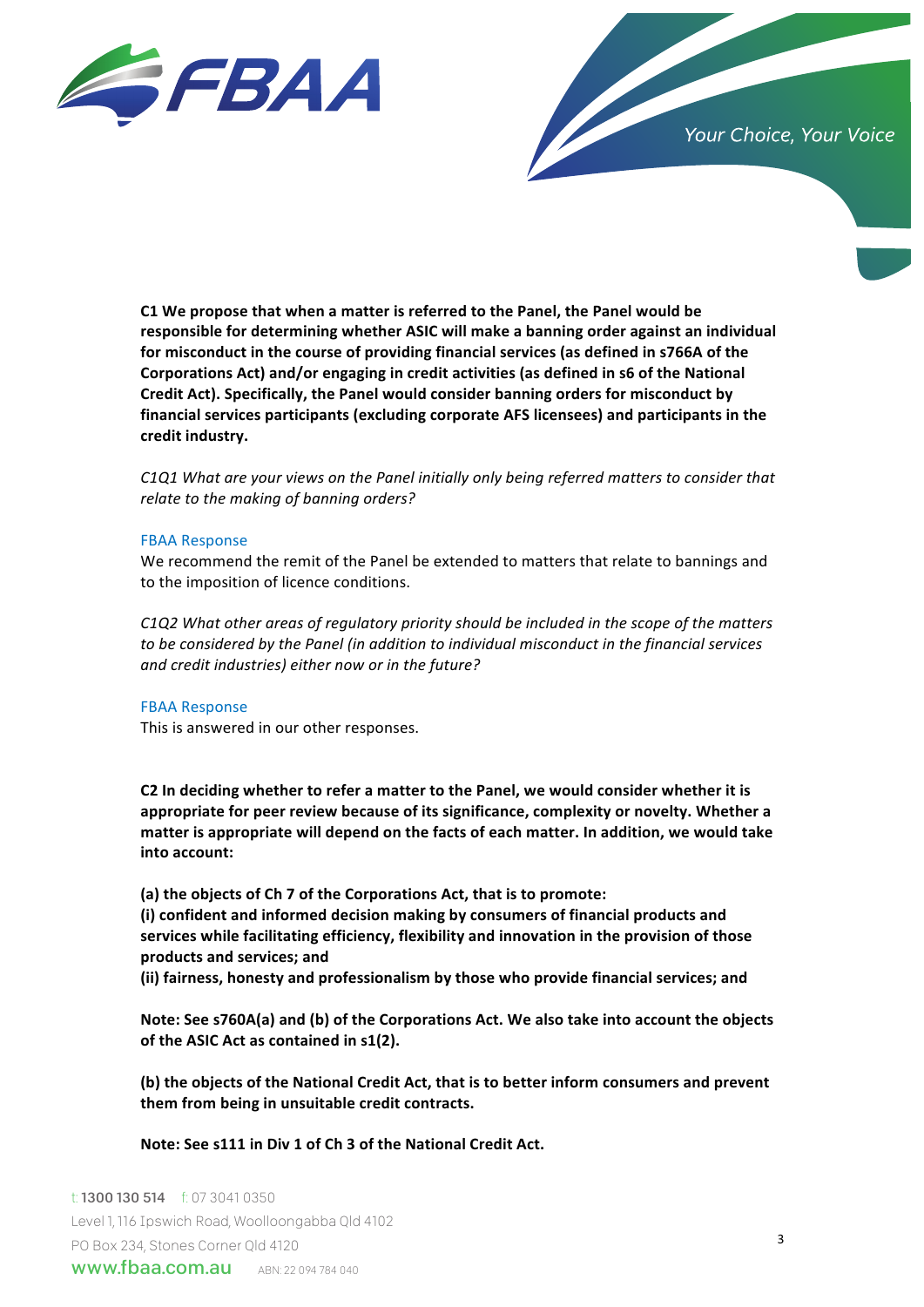**C1 We propose that when a matter is referred to the Panel, the Panel would be responsible for determining whether ASIC will make a banning order against an individual for misconduct in the course of providing financial services (as defined in s766A of the Corporations Act) and/or engaging in credit activities (as defined in s6 of the National Credit Act). Specifically, the Panel would consider banning orders for misconduct by financial services participants (excluding corporate AFS licensees) and participants in the credit industry.**

*C1Q1 What are your views on the Panel initially only being referred matters to consider that relate to the making of banning orders?*

FBAA Response

We recommend the remit of the Panel be extended to matters that relate to bannings and to the imposition of licence conditions.

*C1Q2 What other areas of regulatory priority should be included in the scope of the matters to be considered by the Panel (in addition to individual misconduct in the financial services and credit industries) either now or in the future?*

FBAA Response

This is answered in our other responses.

**C2 In deciding whether to refer a matter to the Panel, we would consider whether it is appropriate for peer review because of its significance, complexity or novelty. Whether a matter is appropriate will depend on the facts of each matter. In addition, we would take into account:**

**(a) the objects of Ch 7 of the Corporations Act, that is to promote:**
**(i) confident and informed decision making by consumers of financial products and services while facilitating efficiency, flexibility and innovation in the provision of those products and services; and**
**(ii) fairness, honesty and professionalism by those who provide financial services; and**

**Note: See s760A(a) and (b) of the Corporations Act. We also take into account the objects of the ASIC Act as contained in s1(2).**

**(b) the objects of the National Credit Act, that is to better inform consumers and prevent them from being in unsuitable credit contracts.**

**Note: See s111 in Div 1 of Ch 3 of the National Credit Act.**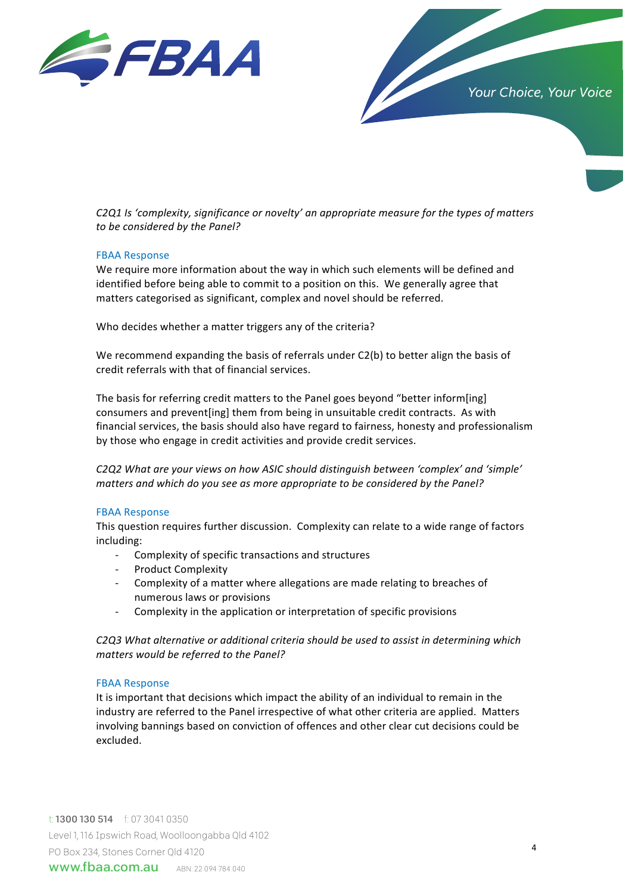*C2Q1 Is 'complexity, significance or novelty' an appropriate measure for the types of matters to be considered by the Panel?*

FBAA Response

We require more information about the way in which such elements will be defined and identified before being able to commit to a position on this. We generally agree that matters categorised as significant, complex and novel should be referred.

Who decides whether a matter triggers any of the criteria?

We recommend expanding the basis of referrals under C2(b) to better align the basis of credit referrals with that of financial services.

The basis for referring credit matters to the Panel goes beyond "better inform[ing] consumers and prevent[ing] them from being in unsuitable credit contracts. As with financial services, the basis should also have regard to fairness, honesty and professionalism by those who engage in credit activities and provide credit services.

*C2Q2 What are your views on how ASIC should distinguish between 'complex' and 'simple' matters and which do you see as more appropriate to be considered by the Panel?*

FBAA Response

This question requires further discussion. Complexity can relate to a wide range of factors including:

- Complexity of specific transactions and structures
- Product Complexity
- Complexity of a matter where allegations are made relating to breaches of numerous laws or provisions
- Complexity in the application or interpretation of specific provisions

*C2Q3 What alternative or additional criteria should be used to assist in determining which matters would be referred to the Panel?*

FBAA Response

It is important that decisions which impact the ability of an individual to remain in the industry are referred to the Panel irrespective of what other criteria are applied. Matters involving bannings based on conviction of offences and other clear cut decisions could be excluded.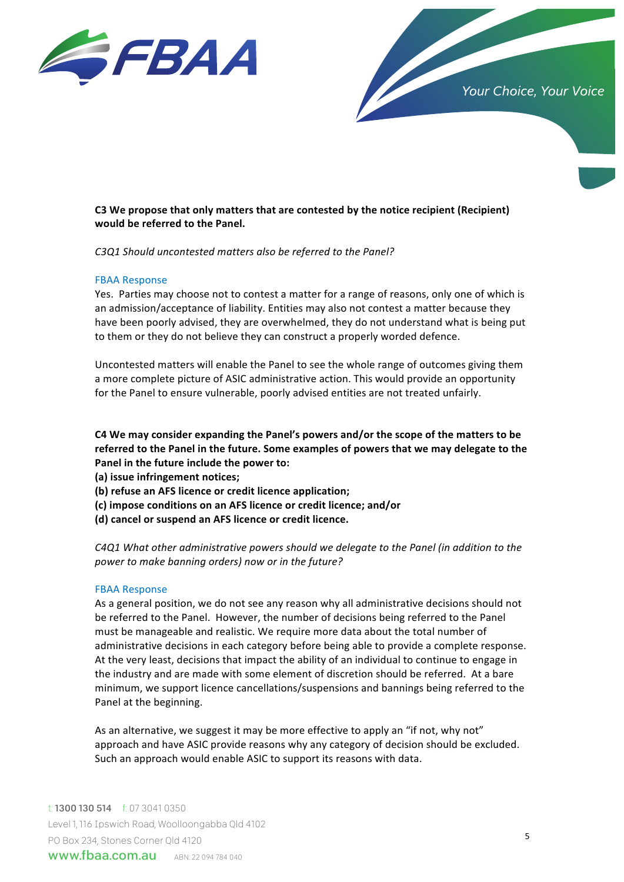**C3 We propose that only matters that are contested by the notice recipient (Recipient) would be referred to the Panel.**

*C3Q1 Should uncontested matters also be referred to the Panel?*

FBAA Response

Yes. Parties may choose not to contest a matter for a range of reasons, only one of which is an admission/acceptance of liability. Entities may also not contest a matter because they have been poorly advised, they are overwhelmed, they do not understand what is being put to them or they do not believe they can construct a properly worded defence.

Uncontested matters will enable the Panel to see the whole range of outcomes giving them a more complete picture of ASIC administrative action. This would provide an opportunity for the Panel to ensure vulnerable, poorly advised entities are not treated unfairly.

**C4 We may consider expanding the Panel's powers and/or the scope of the matters to be referred to the Panel in the future. Some examples of powers that we may delegate to the Panel in the future include the power to:**
**(a) issue infringement notices;**
**(b) refuse an AFS licence or credit licence application;**
**(c) impose conditions on an AFS licence or credit licence; and/or**
**(d) cancel or suspend an AFS licence or credit licence.**

*C4Q1 What other administrative powers should we delegate to the Panel (in addition to the power to make banning orders) now or in the future?*

FBAA Response

As a general position, we do not see any reason why all administrative decisions should not be referred to the Panel. However, the number of decisions being referred to the Panel must be manageable and realistic. We require more data about the total number of administrative decisions in each category before being able to provide a complete response. At the very least, decisions that impact the ability of an individual to continue to engage in the industry and are made with some element of discretion should be referred. At a bare minimum, we support licence cancellations/suspensions and bannings being referred to the Panel at the beginning.

As an alternative, we suggest it may be more effective to apply an "if not, why not" approach and have ASIC provide reasons why any category of decision should be excluded. Such an approach would enable ASIC to support its reasons with data.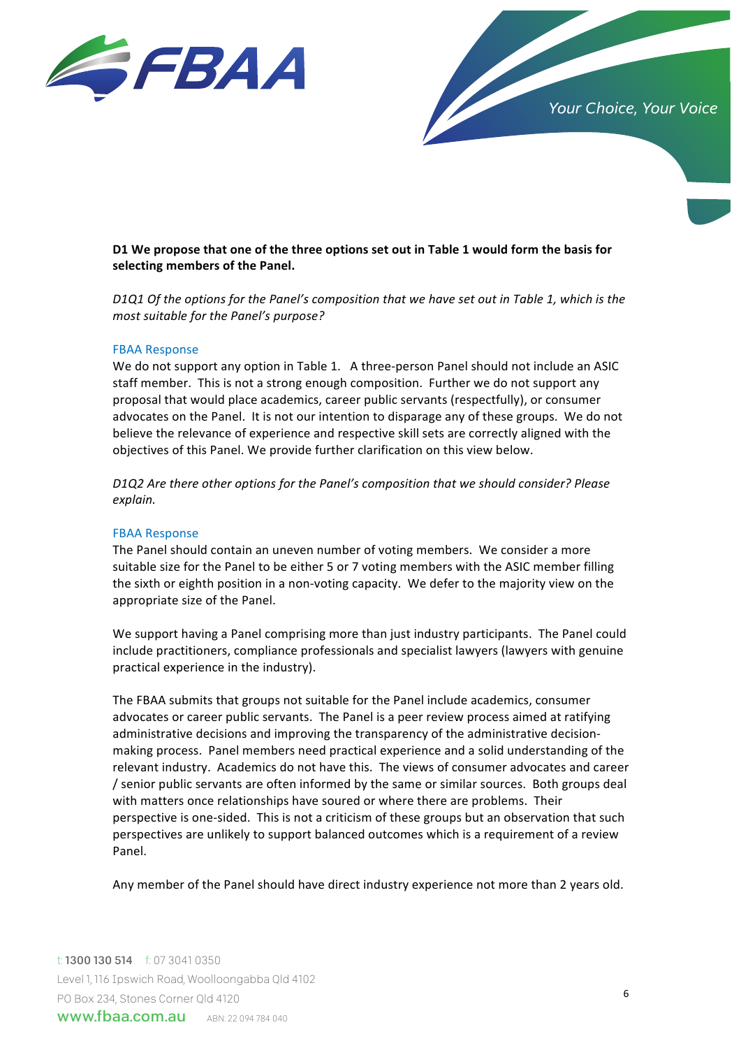**D1 We propose that one of the three options set out in Table 1 would form the basis for selecting members of the Panel.**

*D1Q1 Of the options for the Panel's composition that we have set out in Table 1, which is the most suitable for the Panel's purpose?*

FBAA Response

We do not support any option in Table 1. A three-person Panel should not include an ASIC staff member. This is not a strong enough composition. Further we do not support any proposal that would place academics, career public servants (respectfully), or consumer advocates on the Panel. It is not our intention to disparage any of these groups. We do not believe the relevance of experience and respective skill sets are correctly aligned with the objectives of this Panel. We provide further clarification on this view below.

*D1Q2 Are there other options for the Panel's composition that we should consider? Please explain.*

FBAA Response

The Panel should contain an uneven number of voting members. We consider a more suitable size for the Panel to be either 5 or 7 voting members with the ASIC member filling the sixth or eighth position in a non-voting capacity. We defer to the majority view on the appropriate size of the Panel.

We support having a Panel comprising more than just industry participants. The Panel could include practitioners, compliance professionals and specialist lawyers (lawyers with genuine practical experience in the industry).

The FBAA submits that groups not suitable for the Panel include academics, consumer advocates or career public servants. The Panel is a peer review process aimed at ratifying administrative decisions and improving the transparency of the administrative decision-making process. Panel members need practical experience and a solid understanding of the relevant industry. Academics do not have this. The views of consumer advocates and career / senior public servants are often informed by the same or similar sources. Both groups deal with matters once relationships have soured or where there are problems. Their perspective is one-sided. This is not a criticism of these groups but an observation that such perspectives are unlikely to support balanced outcomes which is a requirement of a review Panel.

Any member of the Panel should have direct industry experience not more than 2 years old.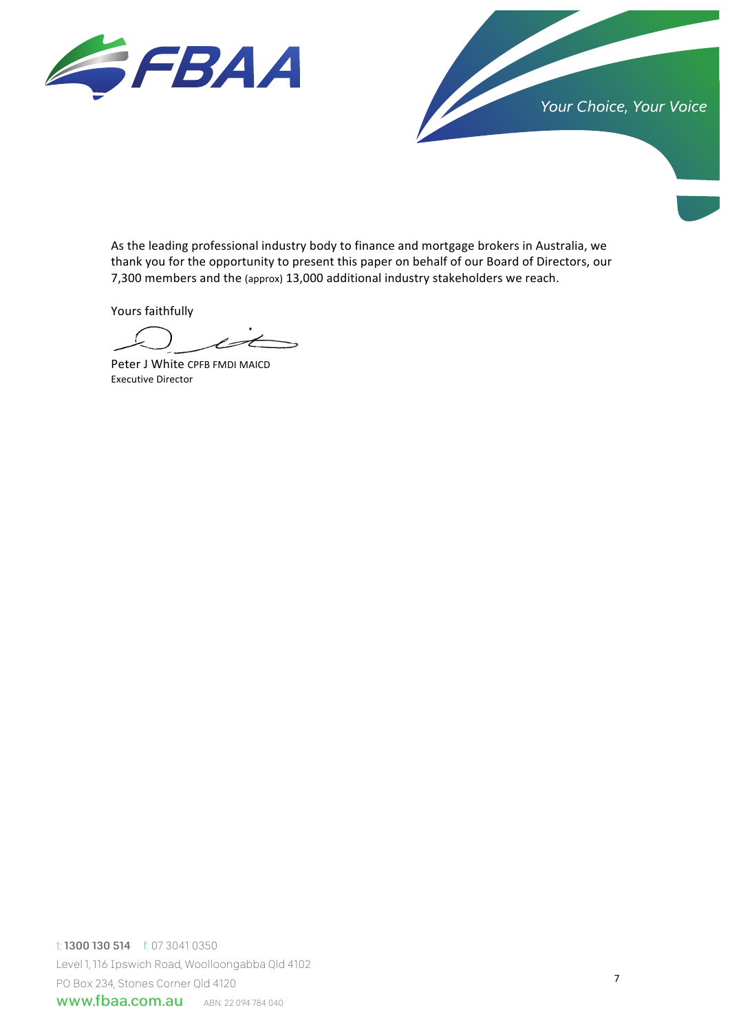As the leading professional industry body to finance and mortgage brokers in Australia, we thank you for the opportunity to present this paper on behalf of our Board of Directors, our 7,300 members and the (approx) 13,000 additional industry stakeholders we reach.

Yours faithfully

Peter J White CPFB FMDI MAICD
Executive Director